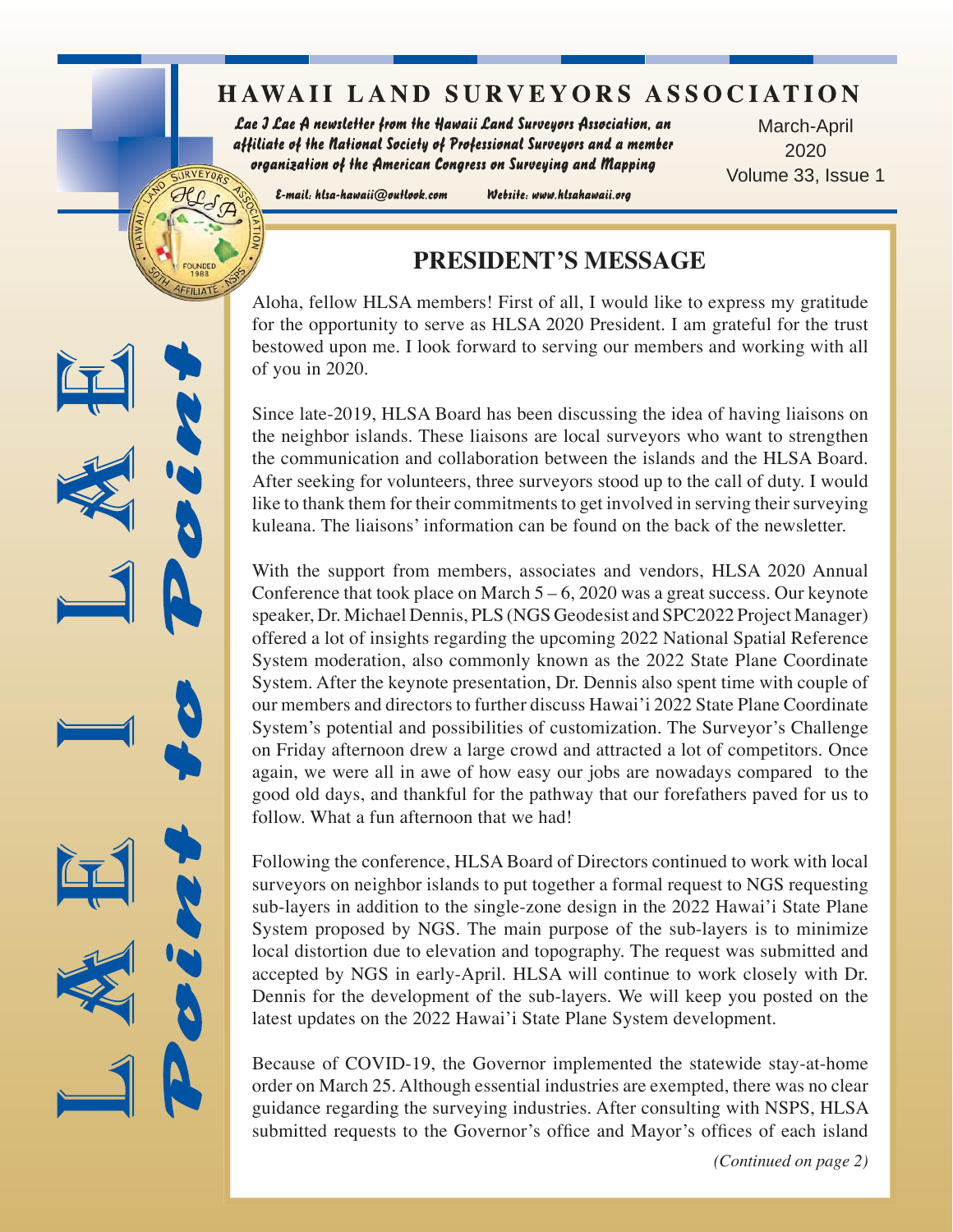# HAWAII LAND SURVEYORS ASSOCIATION

*Lae I Lae A newsletter from the Hawaii Land Surveyors Association, an affiliate of the National Society of Professional Surveyors and a member organization of the American Congress on Surveying and Mapping*

*E-mail: hlsa-hawaii@outlook.com    Website: www.hlsahawaii.org*

March-April 2020
Volume 33, Issue 1

LAE I LAE — Point to Point

## PRESIDENT'S MESSAGE

Aloha, fellow HLSA members! First of all, I would like to express my gratitude for the opportunity to serve as HLSA 2020 President. I am grateful for the trust bestowed upon me. I look forward to serving our members and working with all of you in 2020.

Since late-2019, HLSA Board has been discussing the idea of having liaisons on the neighbor islands. These liaisons are local surveyors who want to strengthen the communication and collaboration between the islands and the HLSA Board. After seeking for volunteers, three surveyors stood up to the call of duty. I would like to thank them for their commitments to get involved in serving their surveying kuleana. The liaisons' information can be found on the back of the newsletter.

With the support from members, associates and vendors, HLSA 2020 Annual Conference that took place on March 5 – 6, 2020 was a great success. Our keynote speaker, Dr. Michael Dennis, PLS (NGS Geodesist and SPC2022 Project Manager) offered a lot of insights regarding the upcoming 2022 National Spatial Reference System moderation, also commonly known as the 2022 State Plane Coordinate System. After the keynote presentation, Dr. Dennis also spent time with couple of our members and directors to further discuss Hawai'i 2022 State Plane Coordinate System's potential and possibilities of customization. The Surveyor's Challenge on Friday afternoon drew a large crowd and attracted a lot of competitors. Once again, we were all in awe of how easy our jobs are nowadays compared to the good old days, and thankful for the pathway that our forefathers paved for us to follow. What a fun afternoon that we had!

Following the conference, HLSA Board of Directors continued to work with local surveyors on neighbor islands to put together a formal request to NGS requesting sub-layers in addition to the single-zone design in the 2022 Hawai'i State Plane System proposed by NGS. The main purpose of the sub-layers is to minimize local distortion due to elevation and topography. The request was submitted and accepted by NGS in early-April. HLSA will continue to work closely with Dr. Dennis for the development of the sub-layers. We will keep you posted on the latest updates on the 2022 Hawai'i State Plane System development.

Because of COVID-19, the Governor implemented the statewide stay-at-home order on March 25. Although essential industries are exempted, there was no clear guidance regarding the surveying industries. After consulting with NSPS, HLSA submitted requests to the Governor's office and Mayor's offices of each island

*(Continued on page 2)*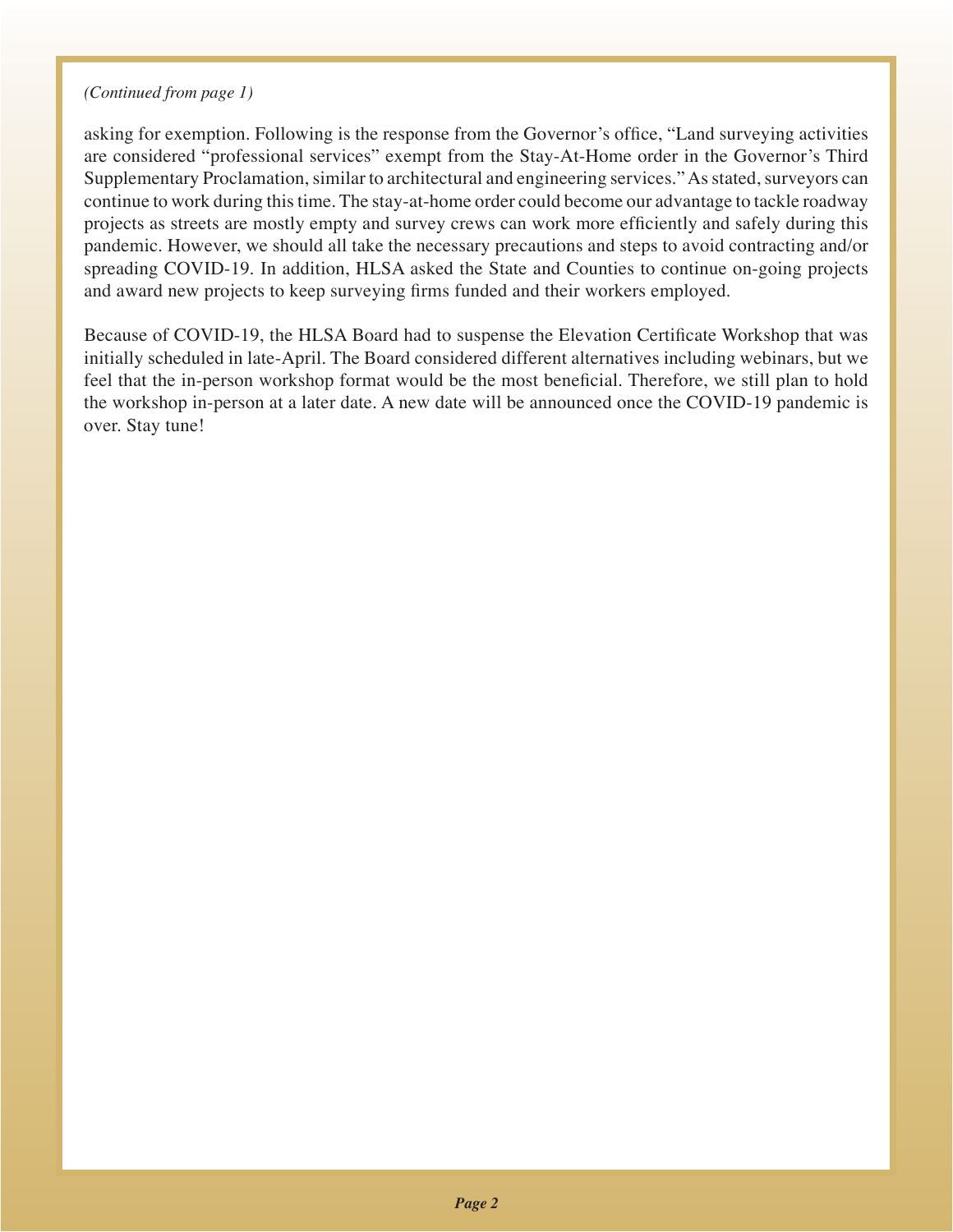*(Continued from page 1)*

asking for exemption. Following is the response from the Governor's office, "Land surveying activities are considered "professional services" exempt from the Stay-At-Home order in the Governor's Third Supplementary Proclamation, similar to architectural and engineering services." As stated, surveyors can continue to work during this time. The stay-at-home order could become our advantage to tackle roadway projects as streets are mostly empty and survey crews can work more efficiently and safely during this pandemic. However, we should all take the necessary precautions and steps to avoid contracting and/or spreading COVID-19. In addition, HLSA asked the State and Counties to continue on-going projects and award new projects to keep surveying firms funded and their workers employed.

Because of COVID-19, the HLSA Board had to suspense the Elevation Certificate Workshop that was initially scheduled in late-April. The Board considered different alternatives including webinars, but we feel that the in-person workshop format would be the most beneficial. Therefore, we still plan to hold the workshop in-person at a later date. A new date will be announced once the COVID-19 pandemic is over. Stay tune!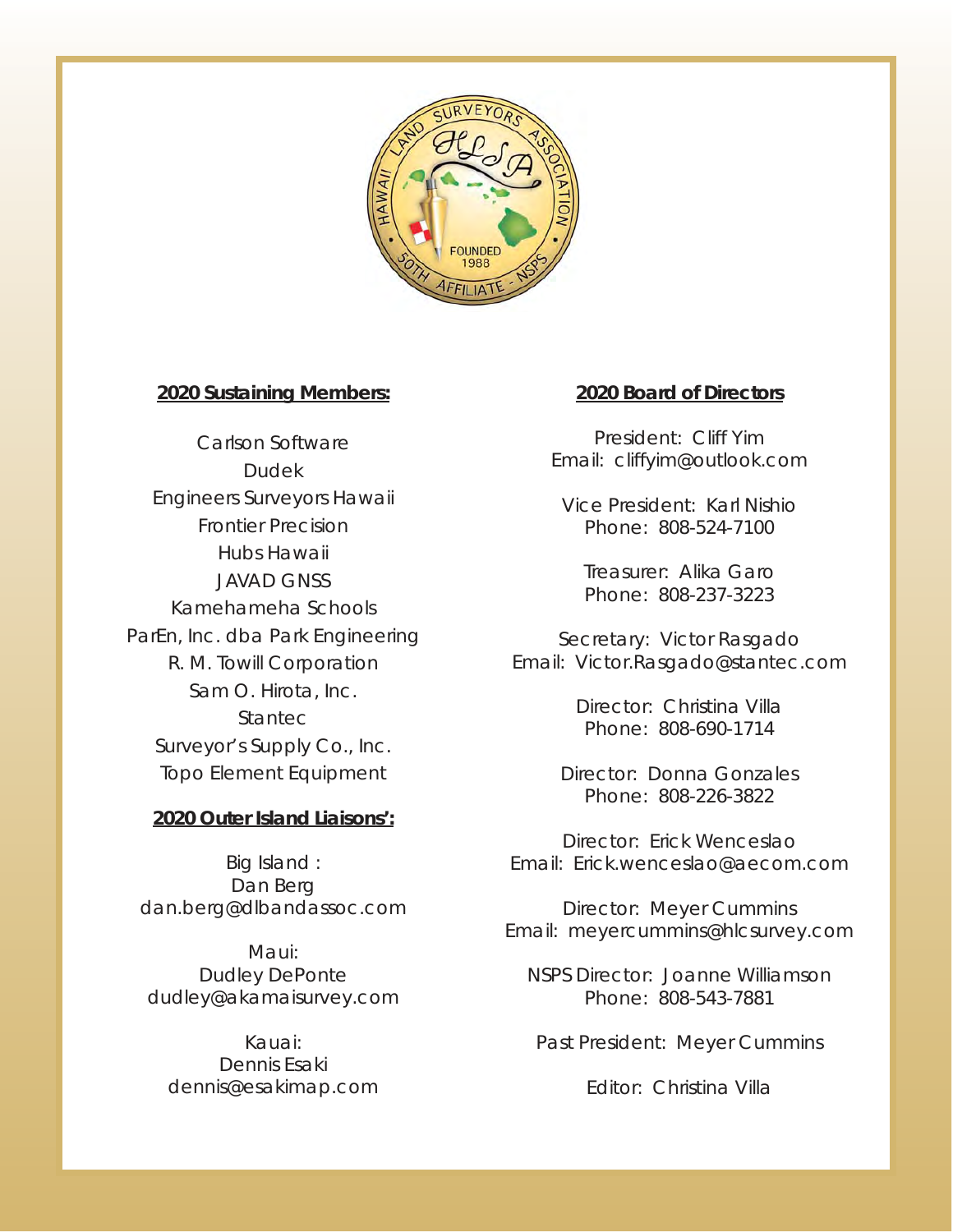## 2020 Sustaining Members:

Carlson Software
Dudek
Engineers Surveyors Hawaii
Frontier Precision
Hubs Hawaii
JAVAD GNSS
Kamehameha Schools
ParEn, Inc. dba Park Engineering
R. M. Towill Corporation
Sam O. Hirota, Inc.
Stantec
Surveyor's Supply Co., Inc.
Topo Element Equipment

## 2020 Outer Island Liaisons':

Big Island :
Dan Berg
dan.berg@dlbandassoc.com

Maui:
Dudley DePonte
dudley@akamaisurvey.com

Kauai:
Dennis Esaki
dennis@esakimap.com

## 2020 Board of Directors

President: Cliff Yim
Email: cliffyim@outlook.com

Vice President: Karl Nishio
Phone: 808-524-7100

Treasurer: Alika Garo
Phone: 808-237-3223

Secretary: Victor Rasgado
Email: Victor.Rasgado@stantec.com

Director: Christina Villa
Phone: 808-690-1714

Director: Donna Gonzales
Phone: 808-226-3822

Director: Erick Wenceslao
Email: Erick.wenceslao@aecom.com

Director: Meyer Cummins
Email: meyercummins@hlcsurvey.com

NSPS Director: Joanne Williamson
Phone: 808-543-7881

Past President: Meyer Cummins

Editor: Christina Villa